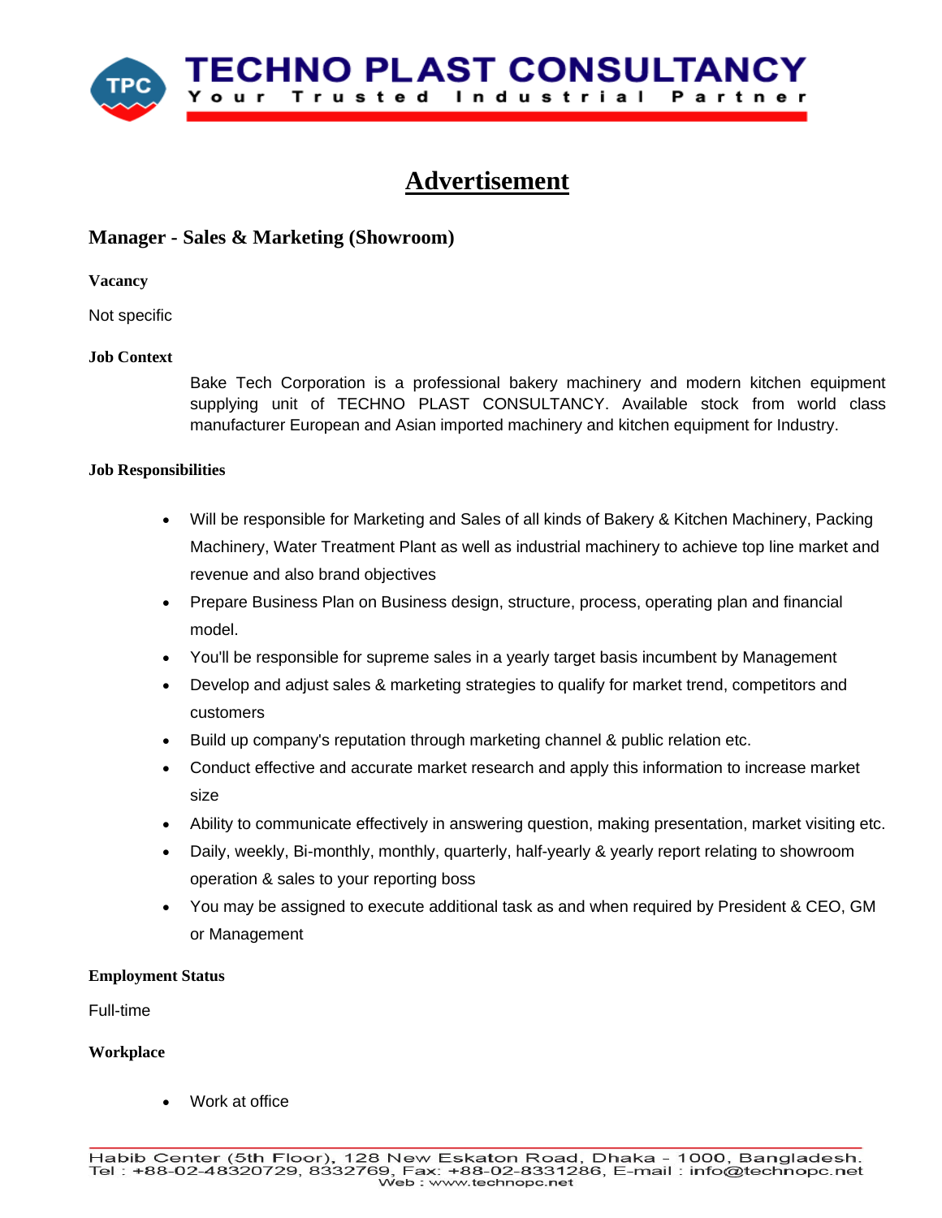# TECHNO PLAST CONSULTANCY

Your Trusted Industrial Partner

## Advertisement

### Manager - Sales & Marketing (Showroom)

**Vacancy**

Not specific

**Job Context**

Bake Tech Corporation is a professional bakery machinery and modern kitchen equipment supplying unit of TECHNO PLAST CONSULTANCY. Available stock from world class manufacturer European and Asian imported machinery and kitchen equipment for Industry.

**Job Responsibilities**

- Will be responsible for Marketing and Sales of all kinds of Bakery & Kitchen Machinery, Packing Machinery, Water Treatment Plant as well as industrial machinery to achieve top line market and revenue and also brand objectives
- Prepare Business Plan on Business design, structure, process, operating plan and financial model.
- You'll be responsible for supreme sales in a yearly target basis incumbent by Management
- Develop and adjust sales & marketing strategies to qualify for market trend, competitors and customers
- Build up company's reputation through marketing channel & public relation etc.
- Conduct effective and accurate market research and apply this information to increase market size
- Ability to communicate effectively in answering question, making presentation, market visiting etc.
- Daily, weekly, Bi-monthly, monthly, quarterly, half-yearly & yearly report relating to showroom operation & sales to your reporting boss
- You may be assigned to execute additional task as and when required by President & CEO, GM or Management

**Employment Status**

Full-time

**Workplace**

- Work at office

Habib Center (5th Floor), 128 New Eskaton Road, Dhaka - 1000, Bangladesh.
Tel : +88-02-48320729, 8332769, Fax: +88-02-8331286, E-mail : info@technopc.net
Web : www.technopc.net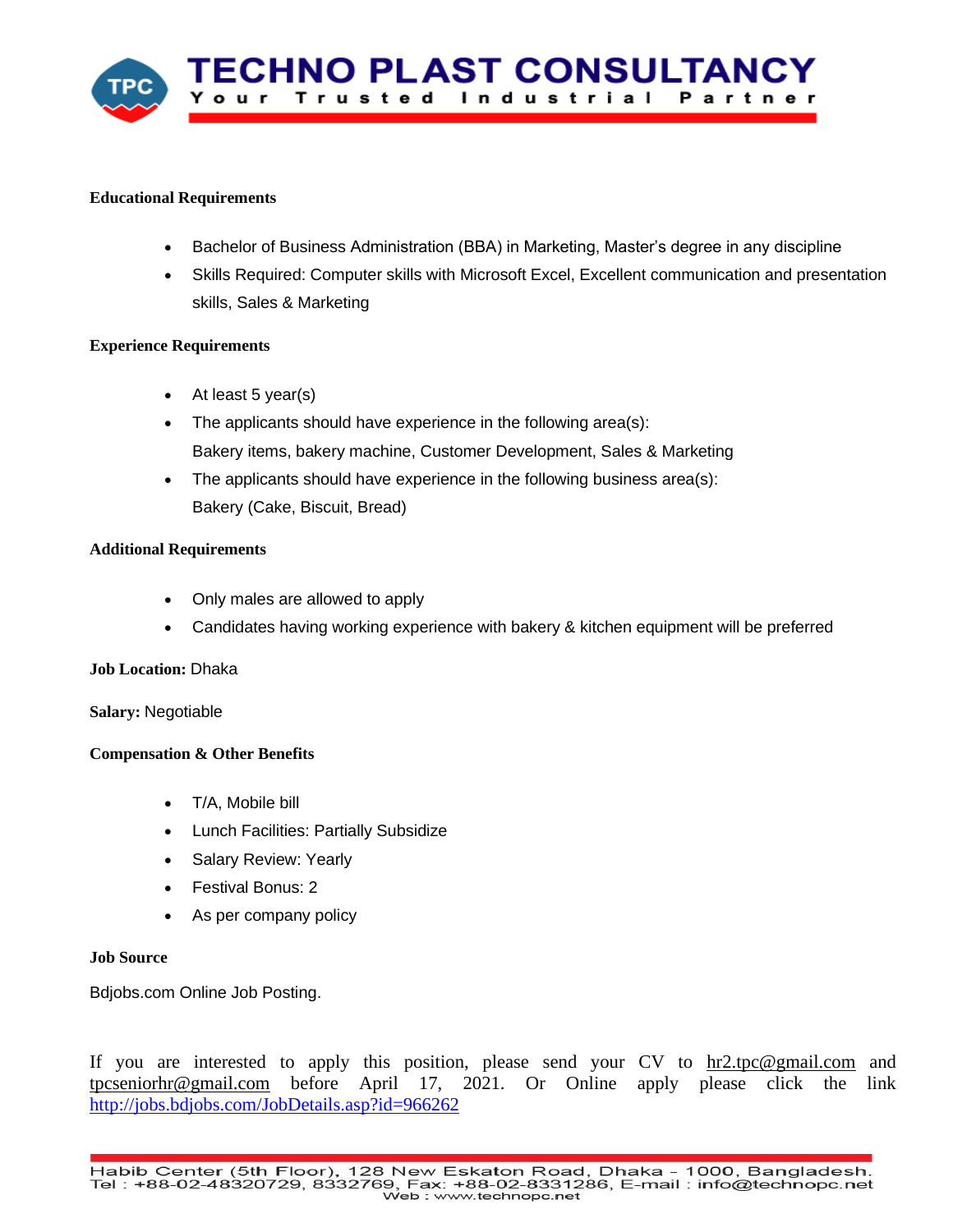**Educational Requirements**

- Bachelor of Business Administration (BBA) in Marketing, Master's degree in any discipline
- Skills Required: Computer skills with Microsoft Excel, Excellent communication and presentation skills, Sales & Marketing

**Experience Requirements**

- At least 5 year(s)
- The applicants should have experience in the following area(s):
  Bakery items, bakery machine, Customer Development, Sales & Marketing
- The applicants should have experience in the following business area(s):
  Bakery (Cake, Biscuit, Bread)

**Additional Requirements**

- Only males are allowed to apply
- Candidates having working experience with bakery & kitchen equipment will be preferred

**Job Location:** Dhaka

**Salary:** Negotiable

**Compensation & Other Benefits**

- T/A, Mobile bill
- Lunch Facilities: Partially Subsidize
- Salary Review: Yearly
- Festival Bonus: 2
- As per company policy

**Job Source**

Bdjobs.com Online Job Posting.

If you are interested to apply this position, please send your CV to hr2.tpc@gmail.com and tpcseniorhr@gmail.com before April 17, 2021. Or Online apply please click the link http://jobs.bdjobs.com/JobDetails.asp?id=966262